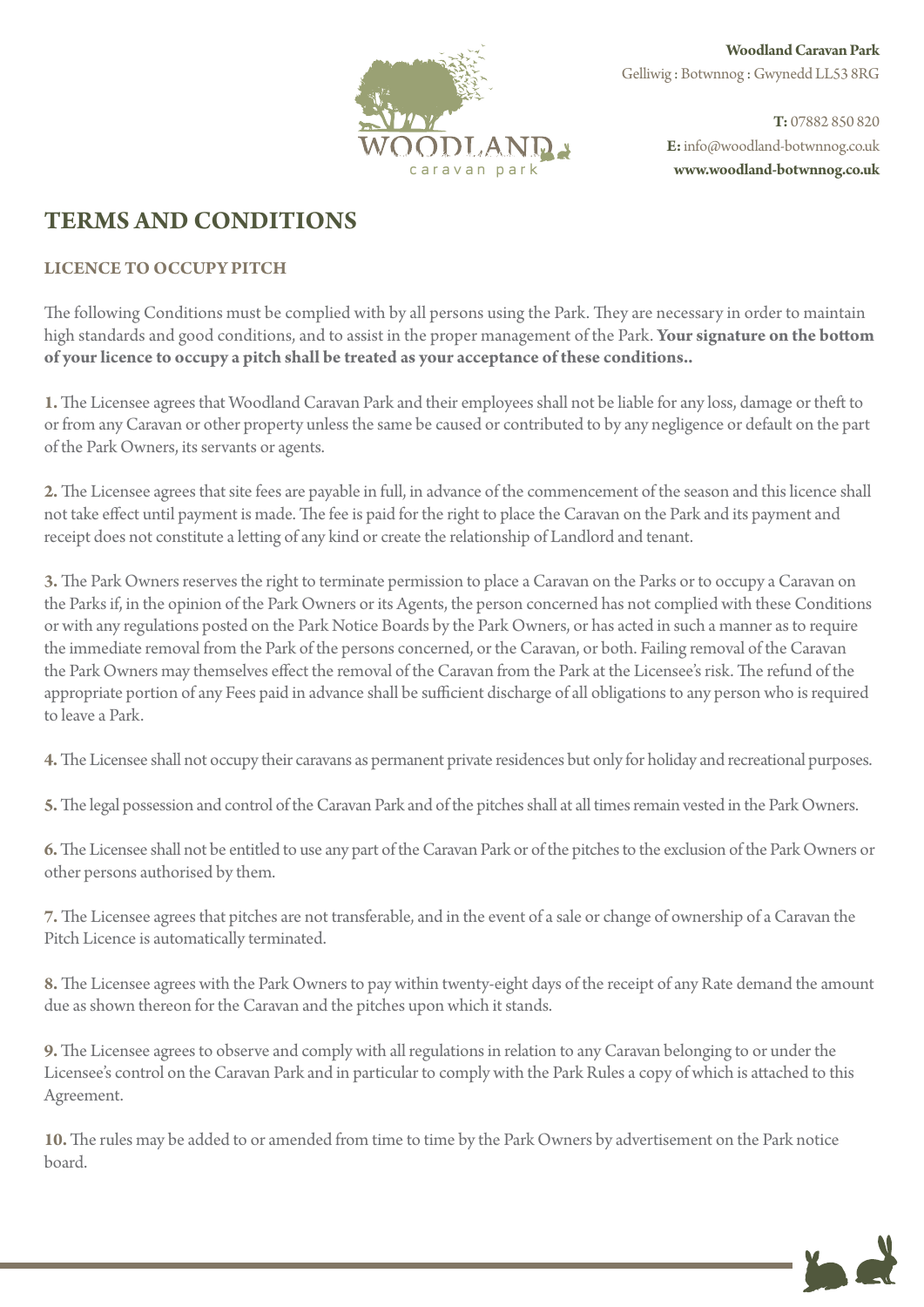**Woodland Caravan Park**
Gelliwig : Botwnnog : Gwynedd LL53 8RG

**T:** 07882 850 820
**E:** info@woodland-botwnnog.co.uk
**www.woodland-botwnnog.co.uk**

# TERMS AND CONDITIONS

## LICENCE TO OCCUPY PITCH

The following Conditions must be complied with by all persons using the Park. They are necessary in order to maintain high standards and good conditions, and to assist in the proper management of the Park. **Your signature on the bottom of your licence to occupy a pitch shall be treated as your acceptance of these conditions..**

**1.** The Licensee agrees that Woodland Caravan Park and their employees shall not be liable for any loss, damage or theft to or from any Caravan or other property unless the same be caused or contributed to by any negligence or default on the part of the Park Owners, its servants or agents.

**2.** The Licensee agrees that site fees are payable in full, in advance of the commencement of the season and this licence shall not take effect until payment is made. The fee is paid for the right to place the Caravan on the Park and its payment and receipt does not constitute a letting of any kind or create the relationship of Landlord and tenant.

**3.** The Park Owners reserves the right to terminate permission to place a Caravan on the Parks or to occupy a Caravan on the Parks if, in the opinion of the Park Owners or its Agents, the person concerned has not complied with these Conditions or with any regulations posted on the Park Notice Boards by the Park Owners, or has acted in such a manner as to require the immediate removal from the Park of the persons concerned, or the Caravan, or both. Failing removal of the Caravan the Park Owners may themselves effect the removal of the Caravan from the Park at the Licensee's risk. The refund of the appropriate portion of any Fees paid in advance shall be sufficient discharge of all obligations to any person who is required to leave a Park.

**4.** The Licensee shall not occupy their caravans as permanent private residences but only for holiday and recreational purposes.

**5.** The legal possession and control of the Caravan Park and of the pitches shall at all times remain vested in the Park Owners.

**6.** The Licensee shall not be entitled to use any part of the Caravan Park or of the pitches to the exclusion of the Park Owners or other persons authorised by them.

**7.** The Licensee agrees that pitches are not transferable, and in the event of a sale or change of ownership of a Caravan the Pitch Licence is automatically terminated.

**8.** The Licensee agrees with the Park Owners to pay within twenty-eight days of the receipt of any Rate demand the amount due as shown thereon for the Caravan and the pitches upon which it stands.

**9.** The Licensee agrees to observe and comply with all regulations in relation to any Caravan belonging to or under the Licensee's control on the Caravan Park and in particular to comply with the Park Rules a copy of which is attached to this Agreement.

**10.** The rules may be added to or amended from time to time by the Park Owners by advertisement on the Park notice board.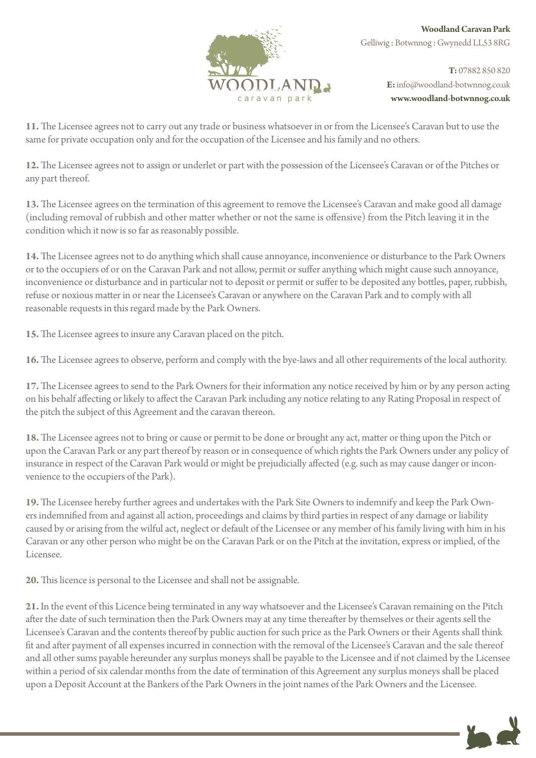**11.** The Licensee agrees not to carry out any trade or business whatsoever in or from the Licensee's Caravan but to use the same for private occupation only and for the occupation of the Licensee and his family and no others.

**12.** The Licensee agrees not to assign or underlet or part with the possession of the Licensee's Caravan or of the Pitches or any part thereof.

**13.** The Licensee agrees on the termination of this agreement to remove the Licensee's Caravan and make good all damage (including removal of rubbish and other matter whether or not the same is offensive) from the Pitch leaving it in the condition which it now is so far as reasonably possible.

**14.** The Licensee agrees not to do anything which shall cause annoyance, inconvenience or disturbance to the Park Owners or to the occupiers of or on the Caravan Park and not allow, permit or suffer anything which might cause such annoyance, inconvenience or disturbance and in particular not to deposit or permit or suffer to be deposited any bottles, paper, rubbish, refuse or noxious matter in or near the Licensee's Caravan or anywhere on the Caravan Park and to comply with all reasonable requests in this regard made by the Park Owners.

**15.** The Licensee agrees to insure any Caravan placed on the pitch.

**16.** The Licensee agrees to observe, perform and comply with the bye-laws and all other requirements of the local authority.

**17.** The Licensee agrees to send to the Park Owners for their information any notice received by him or by any person acting on his behalf affecting or likely to affect the Caravan Park including any notice relating to any Rating Proposal in respect of the pitch the subject of this Agreement and the caravan thereon.

**18.** The Licensee agrees not to bring or cause or permit to be done or brought any act, matter or thing upon the Pitch or upon the Caravan Park or any part thereof by reason or in consequence of which rights the Park Owners under any policy of insurance in respect of the Caravan Park would or might be prejudicially affected (e.g. such as may cause danger or inconvenience to the occupiers of the Park).

**19.** The Licensee hereby further agrees and undertakes with the Park Site Owners to indemnify and keep the Park Owners indemnified from and against all action, proceedings and claims by third parties in respect of any damage or liability caused by or arising from the wilful act, neglect or default of the Licensee or any member of his family living with him in his Caravan or any other person who might be on the Caravan Park or on the Pitch at the invitation, express or implied, of the Licensee.

**20.** This licence is personal to the Licensee and shall not be assignable.

**21.** In the event of this Licence being terminated in any way whatsoever and the Licensee's Caravan remaining on the Pitch after the date of such termination then the Park Owners may at any time thereafter by themselves or their agents sell the Licensee's Caravan and the contents thereof by public auction for such price as the Park Owners or their Agents shall think fit and after payment of all expenses incurred in connection with the removal of the Licensee's Caravan and the sale thereof and all other sums payable hereunder any surplus moneys shall be payable to the Licensee and if not claimed by the Licensee within a period of six calendar months from the date of termination of this Agreement any surplus moneys shall be placed upon a Deposit Account at the Bankers of the Park Owners in the joint names of the Park Owners and the Licensee.